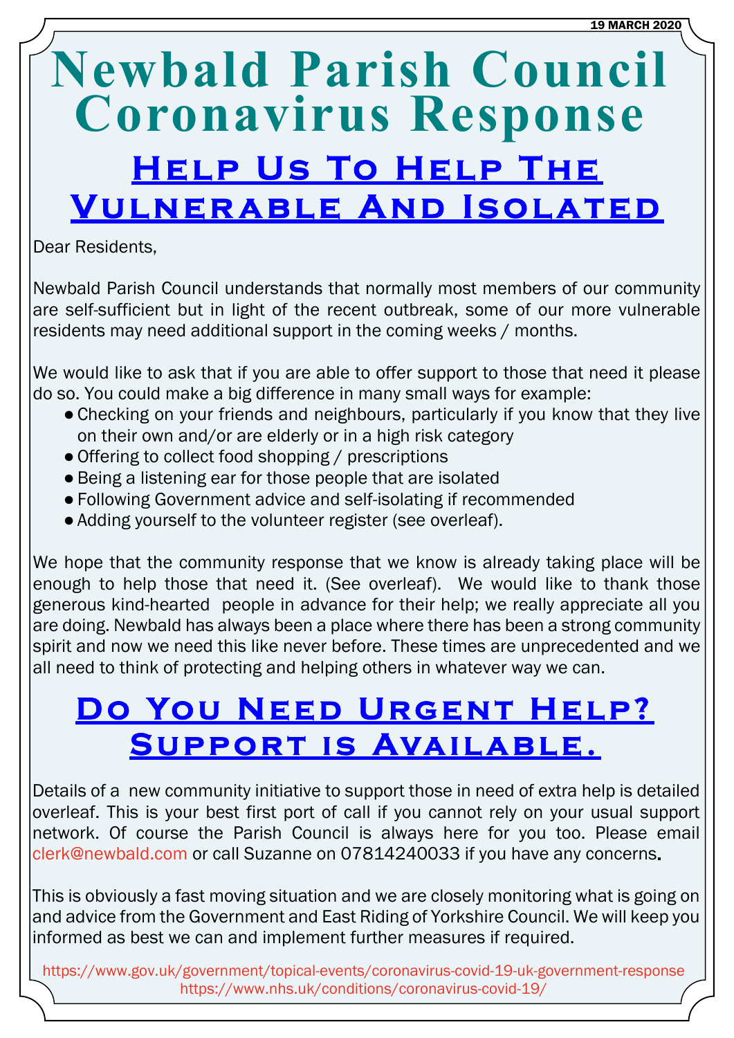19 MARCH 2020

# Newbald Parish Council Coronavirus Response

## Help Us To Help The Vulnerable And Isolated

Dear Residents,

Newbald Parish Council understands that normally most members of our community are self-sufficient but in light of the recent outbreak, some of our more vulnerable residents may need additional support in the coming weeks / months.

We would like to ask that if you are able to offer support to those that need it please do so. You could make a big difference in many small ways for example:

- Checking on your friends and neighbours, particularly if you know that they live on their own and/or are elderly or in a high risk category
- Offering to collect food shopping / prescriptions
- Being a listening ear for those people that are isolated
- Following Government advice and self-isolating if recommended
- Adding yourself to the volunteer register (see overleaf).

We hope that the community response that we know is already taking place will be enough to help those that need it. (See overleaf). We would like to thank those generous kind-hearted people in advance for their help; we really appreciate all you are doing. Newbald has always been a place where there has been a strong community spirit and now we need this like never before. These times are unprecedented and we all need to think of protecting and helping others in whatever way we can.

## Do You Need Urgent Help? Support is Available.

Details of a new community initiative to support those in need of extra help is detailed overleaf. This is your best first port of call if you cannot rely on your usual support network. Of course the Parish Council is always here for you too. Please email clerk@newbald.com or call Suzanne on 07814240033 if you have any concerns.

This is obviously a fast moving situation and we are closely monitoring what is going on and advice from the Government and East Riding of Yorkshire Council. We will keep you informed as best we can and implement further measures if required.

https://www.gov.uk/government/topical-events/coronavirus-covid-19-uk-government-response
https://www.nhs.uk/conditions/coronavirus-covid-19/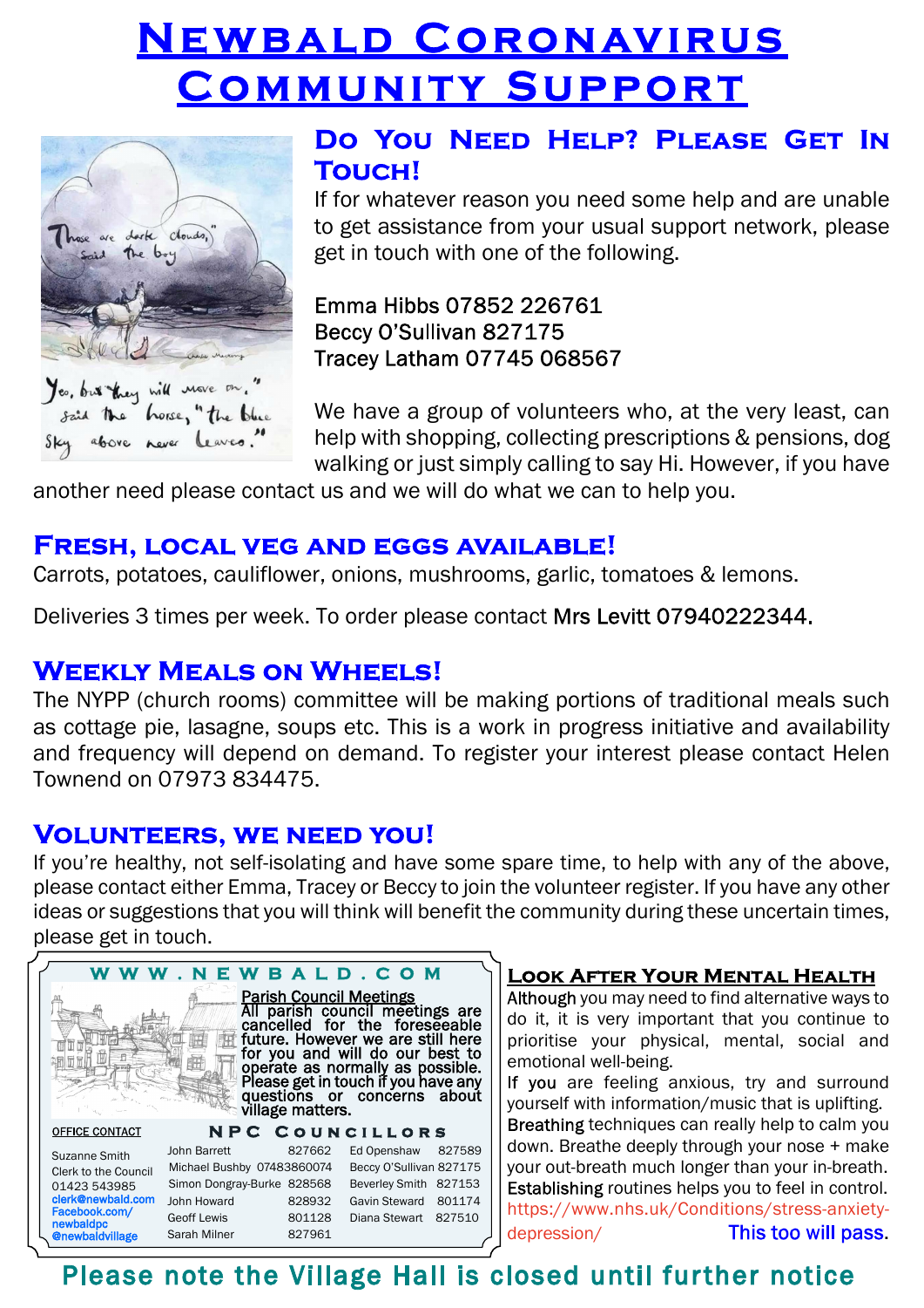# Newbald Coronavirus Community Support

"Those are dark clouds," said the boy

"Yes, but they will move on," said the horse, "the blue sky above never leaves."

## Do You Need Help? Please Get In Touch!

If for whatever reason you need some help and are unable to get assistance from your usual support network, please get in touch with one of the following.

Emma Hibbs 07852 226761
Beccy O'Sullivan 827175
Tracey Latham 07745 068567

We have a group of volunteers who, at the very least, can help with shopping, collecting prescriptions & pensions, dog walking or just simply calling to say Hi. However, if you have another need please contact us and we will do what we can to help you.

## Fresh, local veg and eggs available!

Carrots, potatoes, cauliflower, onions, mushrooms, garlic, tomatoes & lemons.

Deliveries 3 times per week. To order please contact Mrs Levitt 07940222344.

## Weekly Meals on Wheels!

The NYPP (church rooms) committee will be making portions of traditional meals such as cottage pie, lasagne, soups etc. This is a work in progress initiative and availability and frequency will depend on demand. To register your interest please contact Helen Townend on 07973 834475.

## Volunteers, we need you!

If you're healthy, not self-isolating and have some spare time, to help with any of the above, please contact either Emma, Tracey or Beccy to join the volunteer register. If you have any other ideas or suggestions that you will think will benefit the community during these uncertain times, please get in touch.

**WWW.NEWBALD.COM**

**Parish Council Meetings**
All parish council meetings are cancelled for the foreseeable future. However we are still here for you and will do our best to operate as normally as possible. Please get in touch if you have any questions or concerns about village matters.

**OFFICE CONTACT**
Suzanne Smith
Clerk to the Council
01423 543985
clerk@newbald.com
Facebook.com/newbaldpc
@newbaldvillage

**NPC Councillors**

| | | | |
|---|---|---|---|
| John Barrett | 827662 | Ed Openshaw | 827589 |
| Michael Bushby | 07483860074 | Beccy O'Sullivan | 827175 |
| Simon Dongray-Burke | 828568 | Beverley Smith | 827153 |
| John Howard | 828932 | Gavin Steward | 801174 |
| Geoff Lewis | 801128 | Diana Stewart | 827510 |
| Sarah Milner | 827961 | | |

### Look After Your Mental Health

Although you may need to find alternative ways to do it, it is very important that you continue to prioritise your physical, mental, social and emotional well-being.

If you are feeling anxious, try and surround yourself with information/music that is uplifting.

Breathing techniques can really help to calm you down. Breathe deeply through your nose + make your out-breath much longer than your in-breath.

Establishing routines helps you to feel in control.

https://www.nhs.uk/Conditions/stress-anxiety-depression/

This too will pass.

**Please note the Village Hall is closed until further notice**